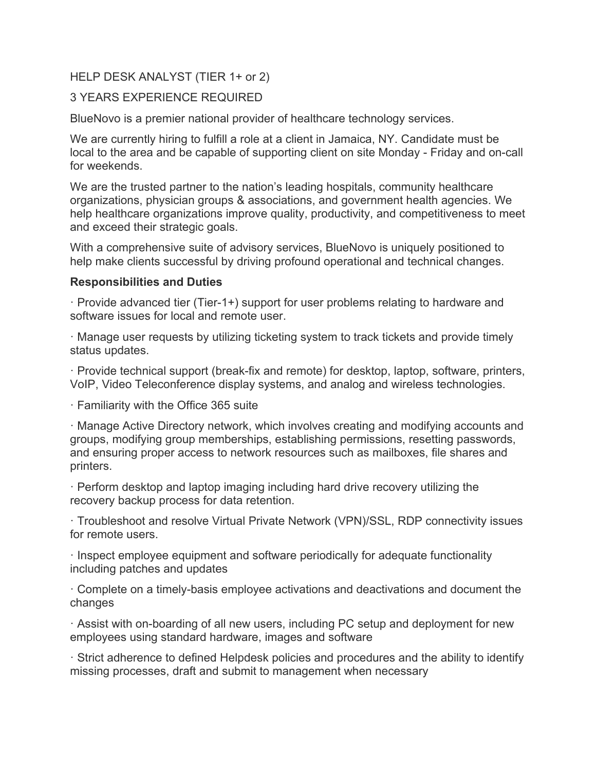HELP DESK ANALYST (TIER 1+ or 2)

3 YEARS EXPERIENCE REQUIRED

BlueNovo is a premier national provider of healthcare technology services.

We are currently hiring to fulfill a role at a client in Jamaica, NY. Candidate must be local to the area and be capable of supporting client on site Monday - Friday and on-call for weekends.

We are the trusted partner to the nation's leading hospitals, community healthcare organizations, physician groups & associations, and government health agencies. We help healthcare organizations improve quality, productivity, and competitiveness to meet and exceed their strategic goals.

With a comprehensive suite of advisory services, BlueNovo is uniquely positioned to help make clients successful by driving profound operational and technical changes.

**Responsibilities and Duties**

· Provide advanced tier (Tier-1+) support for user problems relating to hardware and software issues for local and remote user.

· Manage user requests by utilizing ticketing system to track tickets and provide timely status updates.

· Provide technical support (break-fix and remote) for desktop, laptop, software, printers, VoIP, Video Teleconference display systems, and analog and wireless technologies.

· Familiarity with the Office 365 suite

· Manage Active Directory network, which involves creating and modifying accounts and groups, modifying group memberships, establishing permissions, resetting passwords, and ensuring proper access to network resources such as mailboxes, file shares and printers.

· Perform desktop and laptop imaging including hard drive recovery utilizing the recovery backup process for data retention.

· Troubleshoot and resolve Virtual Private Network (VPN)/SSL, RDP connectivity issues for remote users.

· Inspect employee equipment and software periodically for adequate functionality including patches and updates

· Complete on a timely-basis employee activations and deactivations and document the changes

· Assist with on-boarding of all new users, including PC setup and deployment for new employees using standard hardware, images and software

· Strict adherence to defined Helpdesk policies and procedures and the ability to identify missing processes, draft and submit to management when necessary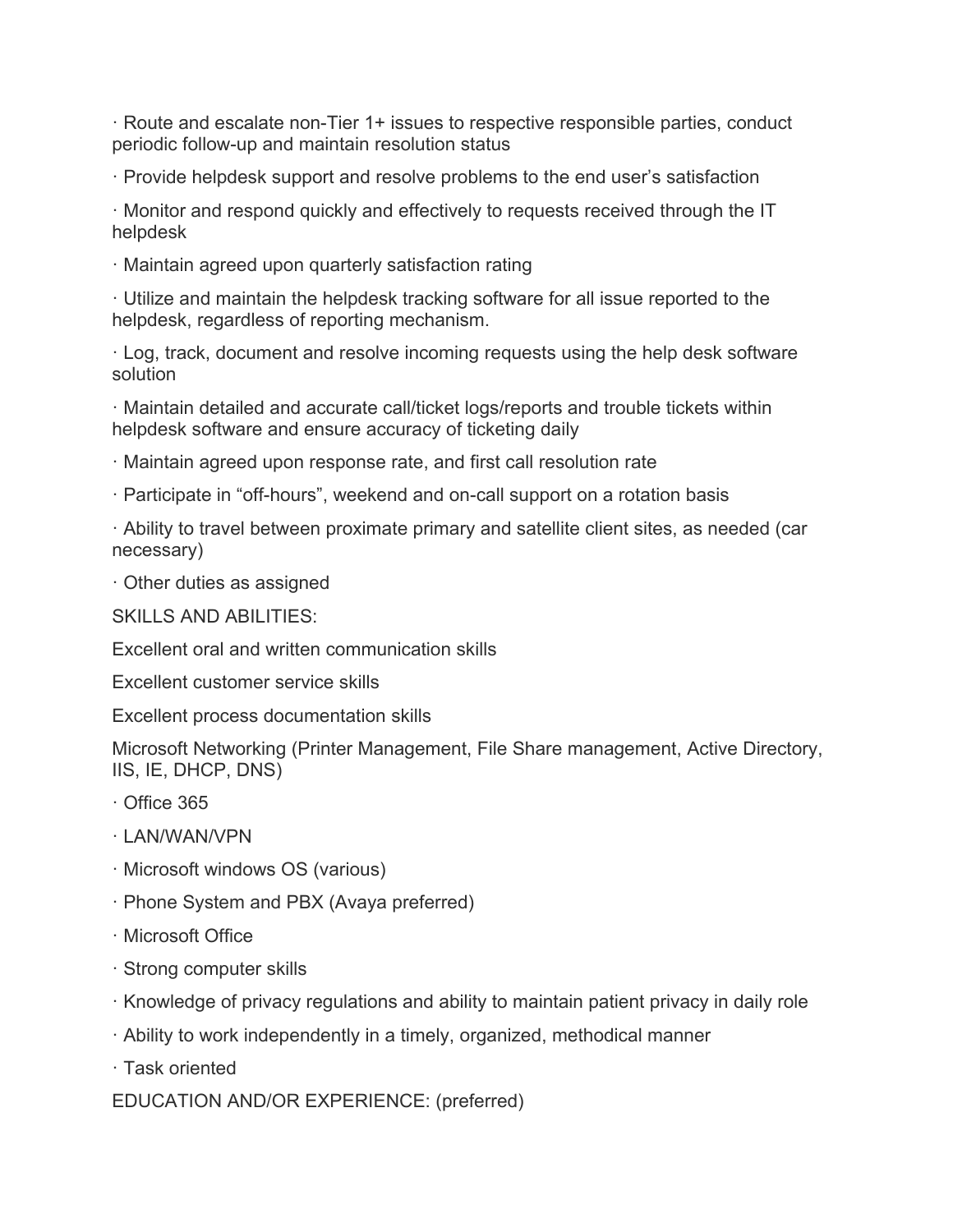· Route and escalate non-Tier 1+ issues to respective responsible parties, conduct periodic follow-up and maintain resolution status

· Provide helpdesk support and resolve problems to the end user's satisfaction

· Monitor and respond quickly and effectively to requests received through the IT helpdesk

· Maintain agreed upon quarterly satisfaction rating

· Utilize and maintain the helpdesk tracking software for all issue reported to the helpdesk, regardless of reporting mechanism.

· Log, track, document and resolve incoming requests using the help desk software solution

· Maintain detailed and accurate call/ticket logs/reports and trouble tickets within helpdesk software and ensure accuracy of ticketing daily

· Maintain agreed upon response rate, and first call resolution rate

· Participate in "off-hours", weekend and on-call support on a rotation basis

· Ability to travel between proximate primary and satellite client sites, as needed (car necessary)

· Other duties as assigned

SKILLS AND ABILITIES:

Excellent oral and written communication skills

Excellent customer service skills

Excellent process documentation skills

Microsoft Networking (Printer Management, File Share management, Active Directory, IIS, IE, DHCP, DNS)

· Office 365

· LAN/WAN/VPN

· Microsoft windows OS (various)

· Phone System and PBX (Avaya preferred)

· Microsoft Office

· Strong computer skills

· Knowledge of privacy regulations and ability to maintain patient privacy in daily role

· Ability to work independently in a timely, organized, methodical manner

· Task oriented

EDUCATION AND/OR EXPERIENCE: (preferred)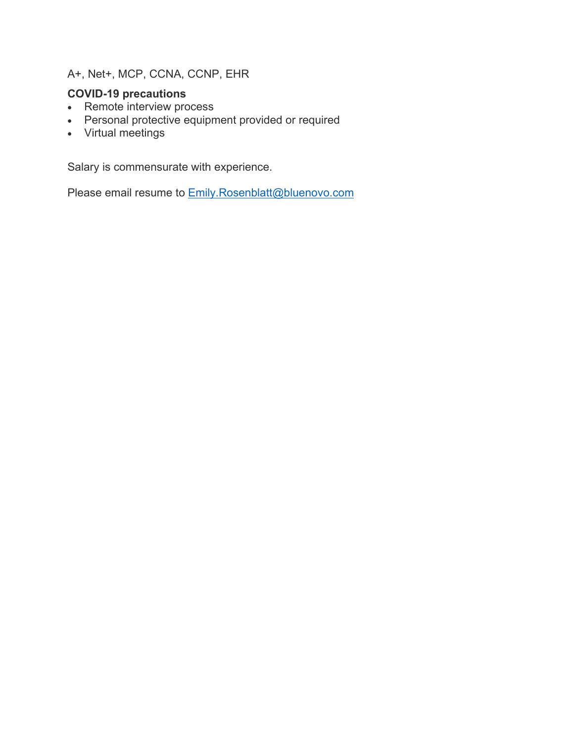A+, Net+, MCP, CCNA, CCNP, EHR

**COVID-19 precautions**

- Remote interview process
- Personal protective equipment provided or required
- Virtual meetings

Salary is commensurate with experience.

Please email resume to [Emily.Rosenblatt@bluenovo.com](mailto:Emily.Rosenblatt@bluenovo.com)